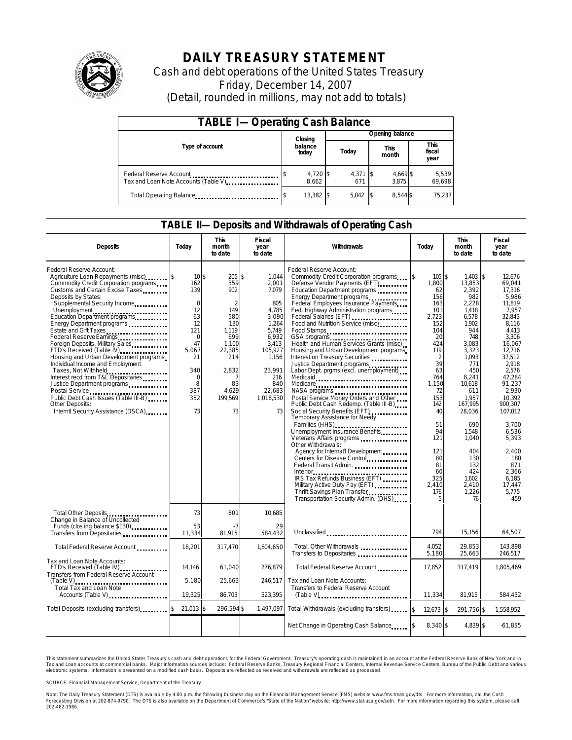# DAILY TREASURY STATEMENT

Cash and debt operations of the United States Treasury

Friday, December 14, 2007

(Detail, rounded in millions, may not add to totals)

## TABLE I—Operating Cash Balance

| Type of account | Closing balance today | Opening balance Today | Opening balance This month | Opening balance This fiscal year |
|---|---|---|---|---|
| Federal Reserve Account | $ 4,720 | $ 4,371 | $ 4,669 | $ 5,539 |
| Tax and Loan Note Accounts (Table V) | 8,662 | 671 | 3,875 | 69,698 |
| Total Operating Balance | $ 13,382 | $ 5,042 | $ 8,544 | $ 75,237 |

## TABLE II—Deposits and Withdrawals of Operating Cash

| Deposits | Today | This month to date | Fiscal year to date | Withdrawals | Today | This month to date | Fiscal year to date |
|---|---|---|---|---|---|---|---|
| Federal Reserve Account: | | | | Federal Reserve Account: | | | |
| Agriculture Loan Repayments (misc) | $ 10 | $ 205 | $ 1,044 | Commodity Credit Corporation programs | $ 105 | $ 1,403 | $ 12,676 |
| Commodity Credit Corporation programs | 162 | 359 | 2,001 | Defense Vendor Payments (EFT) | 1,800 | 13,853 | 69,041 |
| Customs and Certain Excise Taxes | 139 | 902 | 7,079 | Education Department programs | 62 | 2,392 | 17,316 |
| Deposits by States: | | | | Energy Department programs | 156 | 982 | 5,986 |
| Supplemental Security Income | 0 | 2 | 805 | Federal Employees Insurance Payments | 163 | 2,228 | 11,819 |
| Unemployment | 12 | 149 | 4,785 | Fed. Highway Administration programs | 101 | 1,418 | 7,957 |
| Education Department programs | 63 | 580 | 3,090 | Federal Salaries (EFT) | 2,723 | 6,578 | 32,843 |
| Energy Department programs | 12 | 130 | 1,264 | Food and Nutrition Service (misc) | 152 | 1,902 | 8,116 |
| Estate and Gift Taxes | 121 | 1,119 | 5,749 | Food Stamps | 104 | 944 | 4,413 |
| Federal Reserve Earnings | 0 | 699 | 6,932 | GSA programs | 20 | 748 | 3,306 |
| Foreign Deposits, Military Sales | 47 | 1,100 | 3,413 | Health and Human Services Grants (misc) | 424 | 3,083 | 16,067 |
| FTD's Received (Table IV) | 5,067 | 22,385 | 105,927 | Housing and Urban Development programs | 119 | 3,323 | 12,716 |
| Housing and Urban Development programs | 21 | 214 | 1,156 | Interest on Treasury Securities | 2 | 1,093 | 37,512 |
| Individual Income and Employment | | | | Justice Department programs | 39 | 771 | 2,918 |
| Taxes, Not Withheld | 340 | 2,832 | 23,991 | Labor Dept. prgms (excl. unemployment) | 63 | 450 | 2,576 |
| Interest recd from T&L Depositaries | 0 | 7 | 216 | Medicaid | 764 | 8,241 | 42,284 |
| Justice Department programs | 8 | 83 | 840 | Medicare | 1,150 | 10,618 | 91,237 |
| Postal Service | 387 | 4,629 | 22,683 | NASA programs | 72 | 611 | 2,930 |
| Public Debt Cash Issues (Table III-B) | 352 | 199,569 | 1,018,530 | Postal Service Money Orders and Other | 153 | 1,957 | 10,392 |
| Other Deposits: | | | | Public Debt Cash Redemp. (Table III-B) | 142 | 167,995 | 900,307 |
| Internl Security Assistance (DSCA) | 73 | 73 | 73 | Social Security Benefits (EFT) | 40 | 28,036 | 107,012 |
| | | | | Temporary Assistance for Needy Families (HHS) | 51 | 690 | 3,700 |
| | | | | Unemployment Insurance Benefits | 94 | 1,548 | 6,536 |
| | | | | Veterans Affairs programs | 121 | 1,040 | 5,393 |
| | | | | Other Withdrawals: | | | |
| | | | | Agency for Internat'l Development | 121 | 404 | 2,400 |
| | | | | Centers for Disease Control | 80 | 130 | 180 |
| | | | | Federal Transit Admin. | 81 | 132 | 871 |
| | | | | Interior | 60 | 424 | 2,366 |
| | | | | IRS Tax Refunds Business (EFT) | 325 | 1,602 | 6,185 |
| | | | | Military Active Duty Pay (EFT) | 2,410 | 2,410 | 17,447 |
| | | | | Thrift Savings Plan Transfer | 176 | 1,226 | 5,775 |
| | | | | Transportation Security Admin. (DHS) | 5 | 76 | 459 |
| Total Other Deposits | 73 | 601 | 10,685 | | | | |
| Change in Balance of Uncollected Funds (closing balance $130) | 53 | -7 | 29 | | | | |
| Transfers from Depositaries | 11,334 | 81,915 | 584,432 | Unclassified | 794 | 15,156 | 64,507 |
| Total Federal Reserve Account | 18,201 | 317,470 | 1,804,650 | Total, Other Withdrawals | 4,052 | 29,853 | 143,898 |
| | | | | Transfers to Depositaries | 5,180 | 25,663 | 246,517 |
| Tax and Loan Note Accounts: | | | | | | | |
| FTD's Received (Table IV) | 14,146 | 61,040 | 276,879 | Total Federal Reserve Account | 17,852 | 317,419 | 1,805,469 |
| Transfers from Federal Reserve Account (Table V) | 5,180 | 25,663 | 246,517 | Tax and Loan Note Accounts: | | | |
| Total Tax and Loan Note Accounts (Table V) | 19,325 | 86,703 | 523,395 | Transfers to Federal Reserve Account (Table V) | 11,334 | 81,915 | 584,432 |
| Total Deposits (excluding transfers) | $ 21,013 | $ 296,594 | $ 1,497,097 | Total Withdrawals (excluding transfers) | $ 12,673 | $ 291,756 | $ 1,558,952 |
| | | | | Net Change in Operating Cash Balance | $ 8,340 | $ 4,839 | $ -61,855 |

This statement summarizes the United States Treasury's cash and debt operations for the Federal Government. Treasury's operating cash is maintained in an account at the Federal Reserve Bank of New York and in Tax and Loan accounts at commercial banks. Major information sources include: Federal Reserve Banks, Treasury Regional Financial Centers, Internal Revenue Service Centers, Bureau of the Public Debt and various electronic systems. Information is presented on a modified cash basis. Deposits are reflected as received and withdrawals are reflected as processed.

SOURCE: Financial Management Service, Department of the Treasury

Note: The Daily Treasury Statement (DTS) is available by 4:00 p.m. the following business day on the Financial Management Service (FMS) website www.fms.treas.gov/dts. For more information, call the Cash Forecasting Division at 202-874-9790. The DTS is also available on the Department of Commerce's "State of the Nation" website: http://www.stat-usa.gov/sotn. For more information regarding this system, please call 202-482-1986.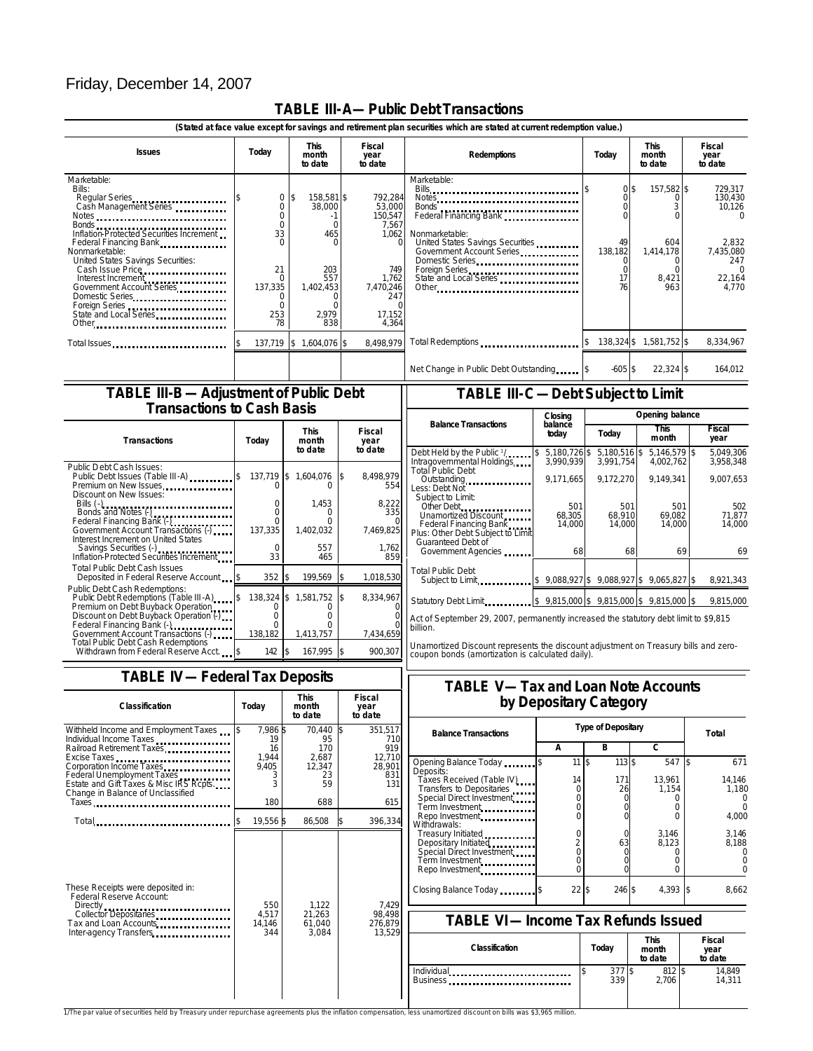Friday, December 14, 2007

## TABLE III-A — Public Debt Transactions

(Stated at face value except for savings and retirement plan securities which are stated at current redemption value.)

| Issues | Today | This month to date | Fiscal year to date | Redemptions | Today | This month to date | Fiscal year to date |
|---|---|---|---|---|---|---|---|
| Marketable: | | | | Marketable: | | | |
| Bills: | | | | Bills | $ 0 | $ 157,582 | $ 729,317 |
| Regular Series | $ 0 | $ 158,581 | $ 792,284 | Notes | 0 | 0 | 130,430 |
| Cash Management Series | 0 | 38,000 | 53,000 | Bonds | 0 | 3 | 10,126 |
| Notes | 0 | -1 | 150,547 | Federal Financing Bank | 0 | 0 | 0 |
| Bonds | 0 | 0 | 7,567 | | | | |
| Inflation-Protected Securities Increment | 33 | 465 | 1,062 | Nonmarketable: | | | |
| Federal Financing Bank | 0 | 0 | 0 | United States Savings Securities | 49 | 604 | 2,832 |
| Nonmarketable: | | | | Government Account Series | 138,182 | 1,414,178 | 7,435,080 |
| United States Savings Securities: | | | | Domestic Series | 0 | 0 | 247 |
| Cash Issue Price | 21 | 203 | 749 | Foreign Series | 0 | 0 | 0 |
| Interest Increment | 0 | 557 | 1,762 | State and Local Series | 17 | 8,421 | 22,164 |
| Government Account Series | 137,335 | 1,402,453 | 7,470,246 | Other | 76 | 963 | 4,770 |
| Domestic Series | 0 | 0 | 247 | | | | |
| Foreign Series | 0 | 0 | 0 | | | | |
| State and Local Series | 253 | 2,979 | 17,152 | | | | |
| Other | 78 | 838 | 4,364 | | | | |
| Total Issues | $ 137,719 | $ 1,604,076 | $ 8,498,979 | Total Redemptions | $ 138,324 | $ 1,581,752 | $ 8,334,967 |
| | | | | Net Change in Public Debt Outstanding | $ -605 | $ 22,324 | $ 164,012 |

## TABLE III-B — Adjustment of Public Debt Transactions to Cash Basis

| Transactions | Today | This month to date | Fiscal year to date |
|---|---|---|---|
| Public Debt Cash Issues: | | | |
| Public Debt Issues (Table III-A) | $ 137,719 | $ 1,604,076 | $ 8,498,979 |
| Premium on New Issues | 0 | 0 | 554 |
| Discount on New Issues: | | | |
| Bills (-) | 0 | 1,453 | 8,222 |
| Bonds and Notes (-) | 0 | 0 | 335 |
| Federal Financing Bank (-) | 0 | 0 | 0 |
| Government Account Transactions (-) | 137,335 | 1,402,032 | 7,469,825 |
| Interest Increment on United States Savings Securities (-) | 0 | 557 | 1,762 |
| Inflation-Protected Securities Increment | 33 | 465 | 859 |
| Total Public Debt Cash Issues Deposited in Federal Reserve Account | $ 352 | $ 199,569 | $ 1,018,530 |
| Public Debt Cash Redemptions: | | | |
| Public Debt Redemptions (Table III-A) | $ 138,324 | $ 1,581,752 | $ 8,334,967 |
| Premium on Debt Buyback Operation | 0 | 0 | 0 |
| Discount on Debt Buyback Operation (-) | 0 | 0 | 0 |
| Federal Financing Bank (-) | 0 | 0 | 0 |
| Government Account Transactions (-) | 138,182 | 1,413,757 | 7,434,659 |
| Total Public Debt Cash Redemptions Withdrawn from Federal Reserve Acct. | $ 142 | $ 167,995 | $ 900,307 |

## TABLE III-C — Debt Subject to Limit

| Balance Transactions | Closing balance today | Opening balance Today | Opening balance This month | Opening balance Fiscal year |
|---|---|---|---|---|
| Debt Held by the Public [1] | $ 5,180,726 | $ 5,180,516 | $ 5,146,579 | $ 5,049,306 |
| Intragovernmental Holdings | 3,990,939 | 3,991,754 | 4,002,762 | 3,958,348 |
| Total Public Debt Outstanding | 9,171,665 | 9,172,270 | 9,149,341 | 9,007,653 |
| Less: Debt Not Subject to Limit: | | | | |
| Other Debt | 501 | 501 | 501 | 502 |
| Unamortized Discount | 68,305 | 68,910 | 69,082 | 71,877 |
| Federal Financing Bank | 14,000 | 14,000 | 14,000 | 14,000 |
| Plus: Other Debt Subject to Limit Guaranteed Debt of Government Agencies | 68 | 68 | 69 | 69 |
| Total Public Debt Subject to Limit | $ 9,088,927 | $ 9,088,927 | $ 9,065,827 | $ 8,921,343 |
| Statutory Debt Limit | $ 9,815,000 | $ 9,815,000 | $ 9,815,000 | $ 9,815,000 |

Act of September 29, 2007, permanently increased the statutory debt limit to $9,815 billion.

Unamortized Discount represents the discount adjustment on Treasury bills and zero-coupon bonds (amortization is calculated daily).

## TABLE IV — Federal Tax Deposits

| Classification | Today | This month to date | Fiscal year to date |
|---|---|---|---|
| Withheld Income and Employment Taxes | $ 7,986 | $ 70,440 | $ 351,517 |
| Individual Income Taxes | 19 | 95 | 710 |
| Railroad Retirement Taxes | 16 | 170 | 919 |
| Excise Taxes | 1,944 | 2,687 | 12,710 |
| Corporation Income Taxes | 9,405 | 12,347 | 28,901 |
| Federal Unemployment Taxes | 3 | 23 | 831 |
| Estate and Gift Taxes & Misc IRS Rcpts. | 3 | 59 | 131 |
| Change in Balance of Unclassified Taxes | 180 | 688 | 615 |
| Total | $ 19,556 | $ 86,508 | $ 396,334 |
| These Receipts were deposited in: | | | |
| Federal Reserve Account: | | | |
| Directly | 550 | 1,122 | 7,429 |
| Collector Depositaries | 4,517 | 21,263 | 98,498 |
| Tax and Loan Accounts | 14,146 | 61,040 | 276,879 |
| Inter-agency Transfers | 344 | 3,084 | 13,529 |

## TABLE V — Tax and Loan Note Accounts by Depositary Category

| Balance Transactions | Type of Depositary A | B | C | Total |
|---|---|---|---|---|
| Opening Balance Today | $ 11 | $ 113 | $ 547 | $ 671 |
| Deposits: | | | | |
| Taxes Received (Table IV) | 14 | 171 | 13,961 | 14,146 |
| Transfers to Depositaries | 0 | 26 | 1,154 | 1,180 |
| Special Direct Investment | 0 | 0 | 0 | 0 |
| Term Investment | 0 | 0 | 0 | 0 |
| Repo Investment | 0 | 0 | 0 | 4,000 |
| Withdrawals: | | | | |
| Treasury Initiated | 0 | 0 | 3,146 | 3,146 |
| Depositary Initiated | 2 | 63 | 8,123 | 8,188 |
| Special Direct Investment | 0 | 0 | 0 | 0 |
| Term Investment | 0 | 0 | 0 | 0 |
| Repo Investment | 0 | 0 | 0 | 0 |
| Closing Balance Today | $ 22 | $ 246 | $ 4,393 | $ 8,662 |

## TABLE VI — Income Tax Refunds Issued

| Classification | Today | This month to date | Fiscal year to date |
|---|---|---|---|
| Individual | $ 377 | $ 812 | $ 14,849 |
| Business | 339 | 2,706 | 14,311 |

1/The par value of securities held by Treasury under repurchase agreements plus the inflation compensation, less unamortized discount on bills was $3,965 million.